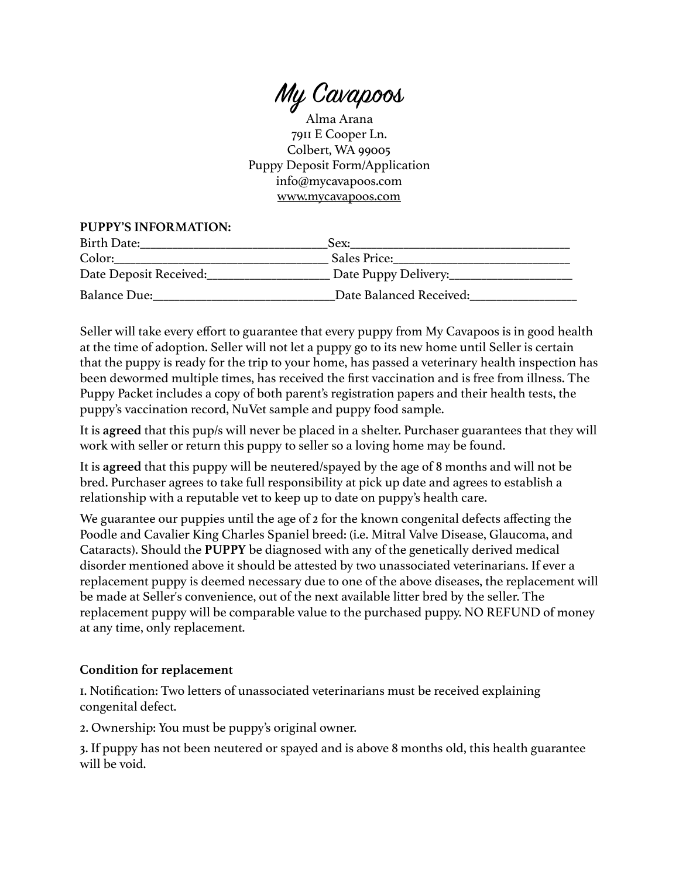# My Cavapoos

Alma Arana
7911 E Cooper Ln.
Colbert, WA 99005
Puppy Deposit Form/Application
info@mycavapoos.com
www.mycavapoos.com

**PUPPY'S INFORMATION:**

Birth Date:_____________________________Sex:__________________________________
Color:________________________________ Sales Price:___________________________
Date Deposit Received:__________________ Date Puppy Delivery:___________________
Balance Due:____________________________Date Balanced Received:________________

Seller will take every effort to guarantee that every puppy from My Cavapoos is in good health at the time of adoption. Seller will not let a puppy go to its new home until Seller is certain that the puppy is ready for the trip to your home, has passed a veterinary health inspection has been dewormed multiple times, has received the first vaccination and is free from illness. The Puppy Packet includes a copy of both parent's registration papers and their health tests, the puppy's vaccination record, NuVet sample and puppy food sample.

It is **agreed** that this pup/s will never be placed in a shelter. Purchaser guarantees that they will work with seller or return this puppy to seller so a loving home may be found.

It is **agreed** that this puppy will be neutered/spayed by the age of 8 months and will not be bred. Purchaser agrees to take full responsibility at pick up date and agrees to establish a relationship with a reputable vet to keep up to date on puppy's health care.

We guarantee our puppies until the age of 2 for the known congenital defects affecting the Poodle and Cavalier King Charles Spaniel breed: (i.e. Mitral Valve Disease, Glaucoma, and Cataracts). Should the **PUPPY** be diagnosed with any of the genetically derived medical disorder mentioned above it should be attested by two unassociated veterinarians. If ever a replacement puppy is deemed necessary due to one of the above diseases, the replacement will be made at Seller's convenience, out of the next available litter bred by the seller. The replacement puppy will be comparable value to the purchased puppy. NO REFUND of money at any time, only replacement.

**Condition for replacement**

1. Notification: Two letters of unassociated veterinarians must be received explaining congenital defect.
2. Ownership: You must be puppy's original owner.
3. If puppy has not been neutered or spayed and is above 8 months old, this health guarantee will be void.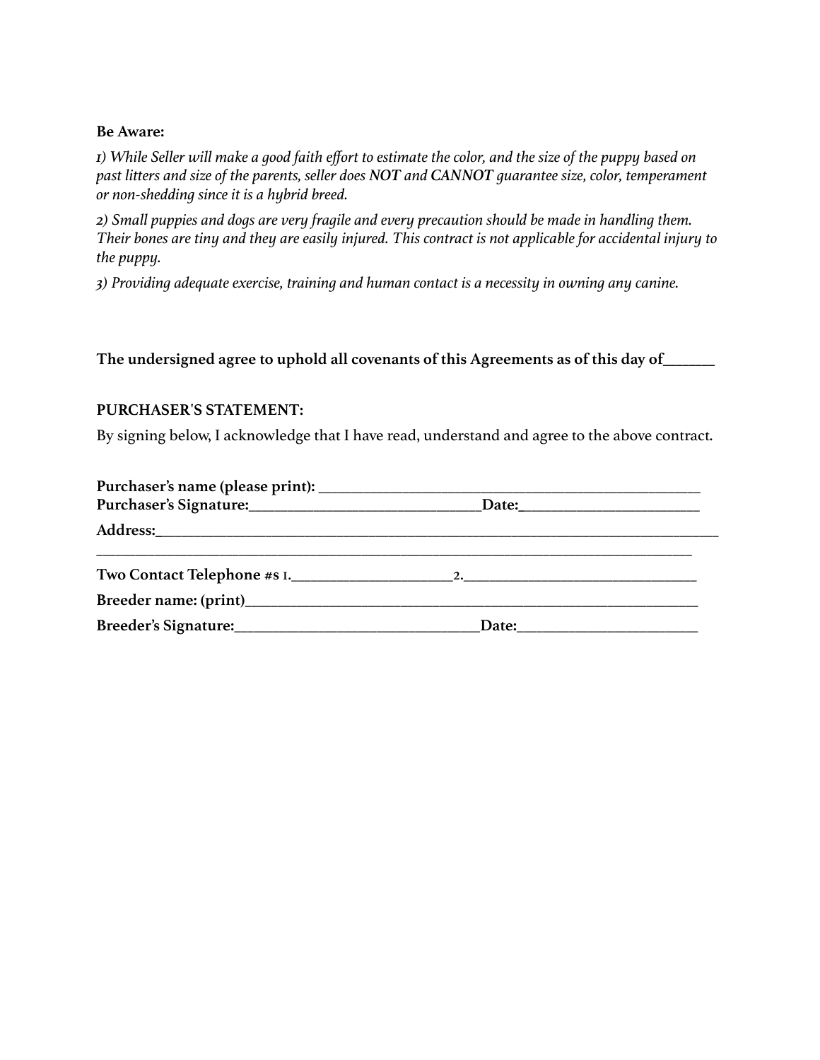**Be Aware:**

*1) While Seller will make a good faith effort to estimate the color, and the size of the puppy based on past litters and size of the parents, seller does* ***NOT*** *and* ***CANNOT*** *guarantee size, color, temperament or non-shedding since it is a hybrid breed.*

*2) Small puppies and dogs are very fragile and every precaution should be made in handling them. Their bones are tiny and they are easily injured. This contract is not applicable for accidental injury to the puppy.*

*3) Providing adequate exercise, training and human contact is a necessity in owning any canine.*

**The undersigned agree to uphold all covenants of this Agreements as of this day of\_\_\_\_\_\_\_**

**PURCHASER'S STATEMENT:**

By signing below, I acknowledge that I have read, understand and agree to the above contract.

**Purchaser's name (please print):** \_\_\_\_\_\_\_\_\_\_\_\_\_\_\_\_\_\_\_\_\_\_\_\_\_\_\_\_\_\_\_\_\_\_\_\_\_\_\_\_\_\_\_\_\_\_\_\_\_\_

**Purchaser's Signature:**\_\_\_\_\_\_\_\_\_\_\_\_\_\_\_\_\_\_\_\_\_\_\_\_\_\_\_\_\_\_\_**Date:**\_\_\_\_\_\_\_\_\_\_\_\_\_\_\_\_\_\_\_\_\_\_\_\_

**Address:**\_\_\_\_\_\_\_\_\_\_\_\_\_\_\_\_\_\_\_\_\_\_\_\_\_\_\_\_\_\_\_\_\_\_\_\_\_\_\_\_\_\_\_\_\_\_\_\_\_\_\_\_\_\_\_\_\_\_\_\_\_\_\_\_\_\_\_\_\_\_\_\_\_\_\_\_

\_\_\_\_\_\_\_\_\_\_\_\_\_\_\_\_\_\_\_\_\_\_\_\_\_\_\_\_\_\_\_\_\_\_\_\_\_\_\_\_\_\_\_\_\_\_\_\_\_\_\_\_\_\_\_\_\_\_\_\_\_\_\_\_\_\_\_\_\_\_\_\_\_\_\_\_\_\_\_\_\_\_\_\_

**Two Contact Telephone #s 1.**\_\_\_\_\_\_\_\_\_\_\_\_\_\_\_\_\_\_\_\_\_\_**2.**\_\_\_\_\_\_\_\_\_\_\_\_\_\_\_\_\_\_\_\_\_\_\_\_\_\_\_\_\_\_\_\_

**Breeder name: (print)**\_\_\_\_\_\_\_\_\_\_\_\_\_\_\_\_\_\_\_\_\_\_\_\_\_\_\_\_\_\_\_\_\_\_\_\_\_\_\_\_\_\_\_\_\_\_\_\_\_\_\_\_\_\_\_\_\_\_\_\_\_\_

**Breeder's Signature:**\_\_\_\_\_\_\_\_\_\_\_\_\_\_\_\_\_\_\_\_\_\_\_\_\_\_\_\_\_\_\_\_\_\_\_**Date:**\_\_\_\_\_\_\_\_\_\_\_\_\_\_\_\_\_\_\_\_\_\_\_\_